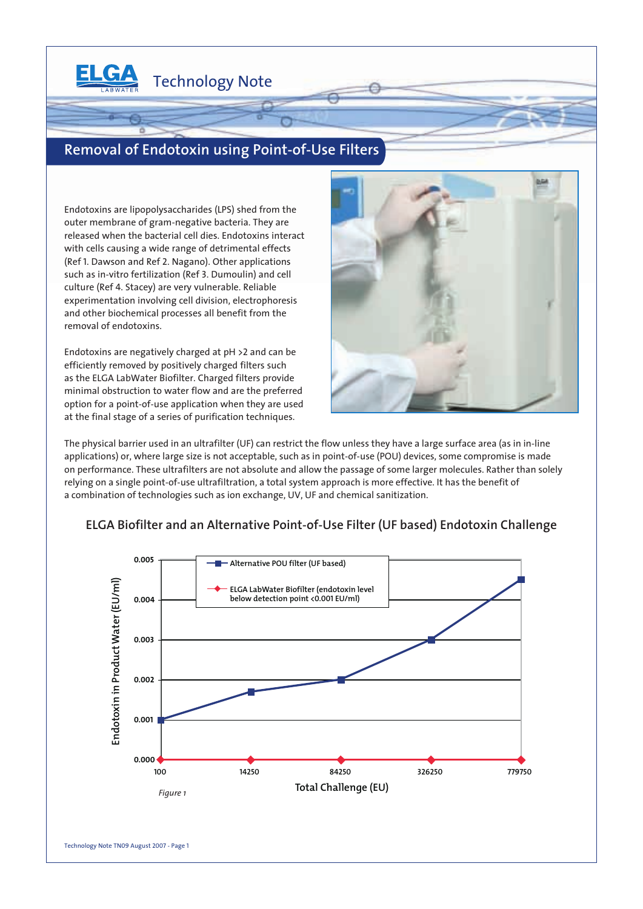# Technology Note

## Removal of Endotoxin using Point-of-Use Filters

Endotoxins are lipopolysaccharides (LPS) shed from the outer membrane of gram-negative bacteria. They are released when the bacterial cell dies. Endotoxins interact with cells causing a wide range of detrimental effects (Ref 1. Dawson and Ref 2. Nagano). Other applications such as in-vitro fertilization (Ref 3. Dumoulin) and cell culture (Ref 4. Stacey) are very vulnerable. Reliable experimentation involving cell division, electrophoresis and other biochemical processes all benefit from the removal of endotoxins.

Endotoxins are negatively charged at pH >2 and can be efficiently removed by positively charged filters such as the ELGA LabWater Biofilter. Charged filters provide minimal obstruction to water flow and are the preferred option for a point-of-use application when they are used at the final stage of a series of purification techniques.

The physical barrier used in an ultrafilter (UF) can restrict the flow unless they have a large surface area (as in in-line applications) or, where large size is not acceptable, such as in point-of-use (POU) devices, some compromise is made on performance. These ultrafilters are not absolute and allow the passage of some larger molecules. Rather than solely relying on a single point-of-use ultrafiltration, a total system approach is more effective. It has the benefit of a combination of technologies such as ion exchange, UV, UF and chemical sanitization.

### ELGA Biofilter and an Alternative Point-of-Use Filter (UF based) Endotoxin Challenge

| Total Challenge (EU) | Alternative POU filter (UF based) – Endotoxin in Product Water (EU/ml) | ELGA LabWater Biofilter (endotoxin level below detection point <0.001 EU/ml) |
|---|---|---|
| 100 | 0.001 | 0.000 |
| 14250 | 0.0017 | 0.000 |
| 84250 | 0.002 | 0.000 |
| 326250 | 0.003 | 0.000 |
| 779750 | 0.0045 | 0.000 |

*Figure 1*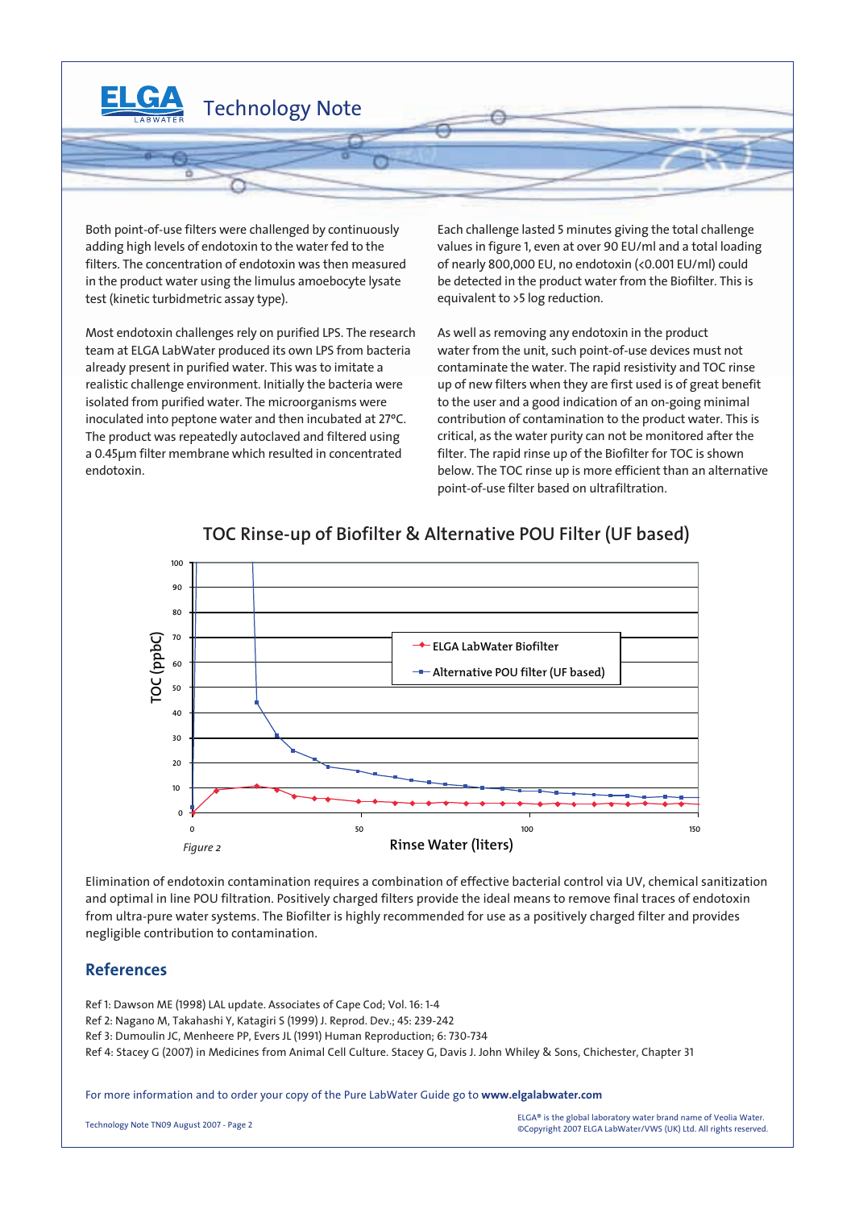Both point-of-use filters were challenged by continuously adding high levels of endotoxin to the water fed to the filters. The concentration of endotoxin was then measured in the product water using the limulus amoebocyte lysate test (kinetic turbidmetric assay type).

Most endotoxin challenges rely on purified LPS. The research team at ELGA LabWater produced its own LPS from bacteria already present in purified water. This was to imitate a realistic challenge environment. Initially the bacteria were isolated from purified water. The microorganisms were inoculated into peptone water and then incubated at 27ºC. The product was repeatedly autoclaved and filtered using a 0.45µm filter membrane which resulted in concentrated endotoxin.

Each challenge lasted 5 minutes giving the total challenge values in figure 1, even at over 90 EU/ml and a total loading of nearly 800,000 EU, no endotoxin (<0.001 EU/ml) could be detected in the product water from the Biofilter. This is equivalent to >5 log reduction.

As well as removing any endotoxin in the product water from the unit, such point-of-use devices must not contaminate the water. The rapid resistivity and TOC rinse up of new filters when they are first used is of great benefit to the user and a good indication of an on-going minimal contribution of contamination to the product water. This is critical, as the water purity can not be monitored after the filter. The rapid rinse up of the Biofilter for TOC is shown below. The TOC rinse up is more efficient than an alternative point-of-use filter based on ultrafiltration.

TOC Rinse-up of Biofilter & Alternative POU Filter (UF based)

TOC (ppbC)

100
90
80
70
60
50
40
30
20
10
0

ELGA LabWater Biofilter
Alternative POU filter (UF based)

0
50
100
150

Rinse Water (liters)

*Figure 2*

Elimination of endotoxin contamination requires a combination of effective bacterial control via UV, chemical sanitization and optimal in line POU filtration. Positively charged filters provide the ideal means to remove final traces of endotoxin from ultra-pure water systems. The Biofilter is highly recommended for use as a positively charged filter and provides negligible contribution to contamination.

## References

Ref 1: Dawson ME (1998) LAL update. Associates of Cape Cod; Vol. 16: 1-4
Ref 2: Nagano M, Takahashi Y, Katagiri S (1999) J. Reprod. Dev.; 45: 239-242
Ref 3: Dumoulin JC, Menheere PP, Evers JL (1991) Human Reproduction; 6: 730-734
Ref 4: Stacey G (2007) in Medicines from Animal Cell Culture. Stacey G, Davis J. John Whiley & Sons, Chichester, Chapter 31

For more information and to order your copy of the Pure LabWater Guide go to **www.elgalabwater.com**

ELGA® is the global laboratory water brand name of Veolia Water.
©Copyright 2007 ELGA LabWater/VWS (UK) Ltd. All rights reserved.